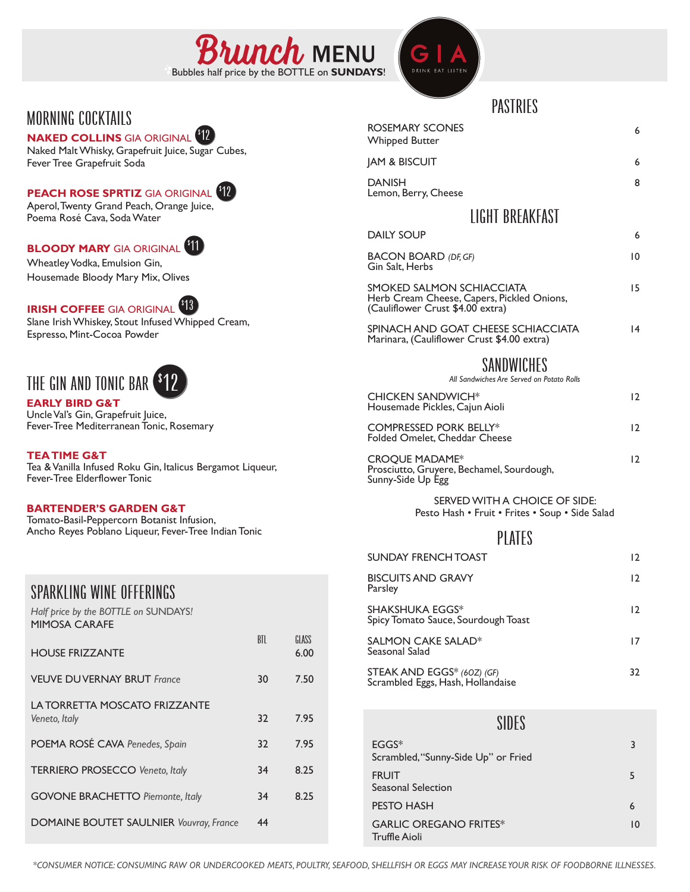# Brunch MENU

Bubbles half price by the BOTTLE on **SUNDAYS**!

GIA — DRINK EAT LISTEN

## MORNING COCKTAILS

**NAKED COLLINS** GIA ORIGINAL $12
Naked Malt Whisky, Grapefruit Juice, Sugar Cubes, Fever Tree Grapefruit Soda

**PEACH ROSE SPRTIZ** GIA ORIGINAL $12
Aperol, Twenty Grand Peach, Orange Juice, Poema Rosé Cava, Soda Water

**BLOODY MARY** GIA ORIGINAL $11
Wheatley Vodka, Emulsion Gin, Housemade Bloody Mary Mix, Olives

**IRISH COFFEE** GIA ORIGINAL $13
Slane Irish Whiskey, Stout Infused Whipped Cream, Espresso, Mint-Cocoa Powder

## THE GIN AND TONIC BAR $12

**EARLY BIRD G&T**
Uncle Val's Gin, Grapefruit Juice, Fever-Tree Mediterranean Tonic, Rosemary

**TEA TIME G&T**
Tea & Vanilla Infused Roku Gin, Italicus Bergamot Liqueur, Fever-Tree Elderflower Tonic

**BARTENDER'S GARDEN G&T**
Tomato-Basil-Peppercorn Botanist Infusion, Ancho Reyes Poblano Liqueur, Fever-Tree Indian Tonic

## SPARKLING WINE OFFERINGS

*Half price by the BOTTLE on* SUNDAYS!

| MIMOSA CARAFE | BTL | GLASS |
|---|---|---|
| HOUSE FRIZZANTE | | 6.00 |
| VEUVE DU VERNAY BRUT *France* | 30 | 7.50 |
| LA TORRETTA MOSCATO FRIZZANTE *Veneto, Italy* | 32 | 7.95 |
| POEMA ROSÉ CAVA *Penedes, Spain* | 32 | 7.95 |
| TERRIERO PROSECCO *Veneto, Italy* | 34 | 8.25 |
| GOVONE BRACHETTO *Piemonte, Italy* | 34 | 8.25 |
| DOMAINE BOUTET SAULNIER *Vouvray, France* | 44 | |

## PASTRIES

ROSEMARY SCONES — 6
Whipped Butter

JAM & BISCUIT — 6

DANISH — 8
Lemon, Berry, Cheese

## LIGHT BREAKFAST

DAILY SOUP — 6

BACON BOARD *(DF, GF)* — 10
Gin Salt, Herbs

SMOKED SALMON SCHIACCIATA — 15
Herb Cream Cheese, Capers, Pickled Onions, (Cauliflower Crust $4.00 extra)

SPINACH AND GOAT CHEESE SCHIACCIATA — 14
Marinara, (Cauliflower Crust $4.00 extra)

## SANDWICHES

*All Sandwiches Are Served on Potato Rolls*

CHICKEN SANDWICH* — 12
Housemade Pickles, Cajun Aioli

COMPRESSED PORK BELLY* — 12
Folded Omelet, Cheddar Cheese

CROQUE MADAME* — 12
Prosciutto, Gruyere, Bechamel, Sourdough, Sunny-Side Up Egg

SERVED WITH A CHOICE OF SIDE:
Pesto Hash • Fruit • Frites • Soup • Side Salad

## PLATES

SUNDAY FRENCH TOAST — 12

BISCUITS AND GRAVY — 12
Parsley

SHAKSHUKA EGGS* — 12
Spicy Tomato Sauce, Sourdough Toast

SALMON CAKE SALAD* — 17
Seasonal Salad

STEAK AND EGGS* *(6OZ) (GF)* — 32
Scrambled Eggs, Hash, Hollandaise

## SIDES

EGGS* — 3
Scrambled, "Sunny-Side Up" or Fried

FRUIT — 5
Seasonal Selection

PESTO HASH — 6

GARLIC OREGANO FRITES* — 10
Truffle Aioli

*\*CONSUMER NOTICE: CONSUMING RAW OR UNDERCOOKED MEATS, POULTRY, SEAFOOD, SHELLFISH OR EGGS MAY INCREASE YOUR RISK OF FOODBORNE ILLNESSES.*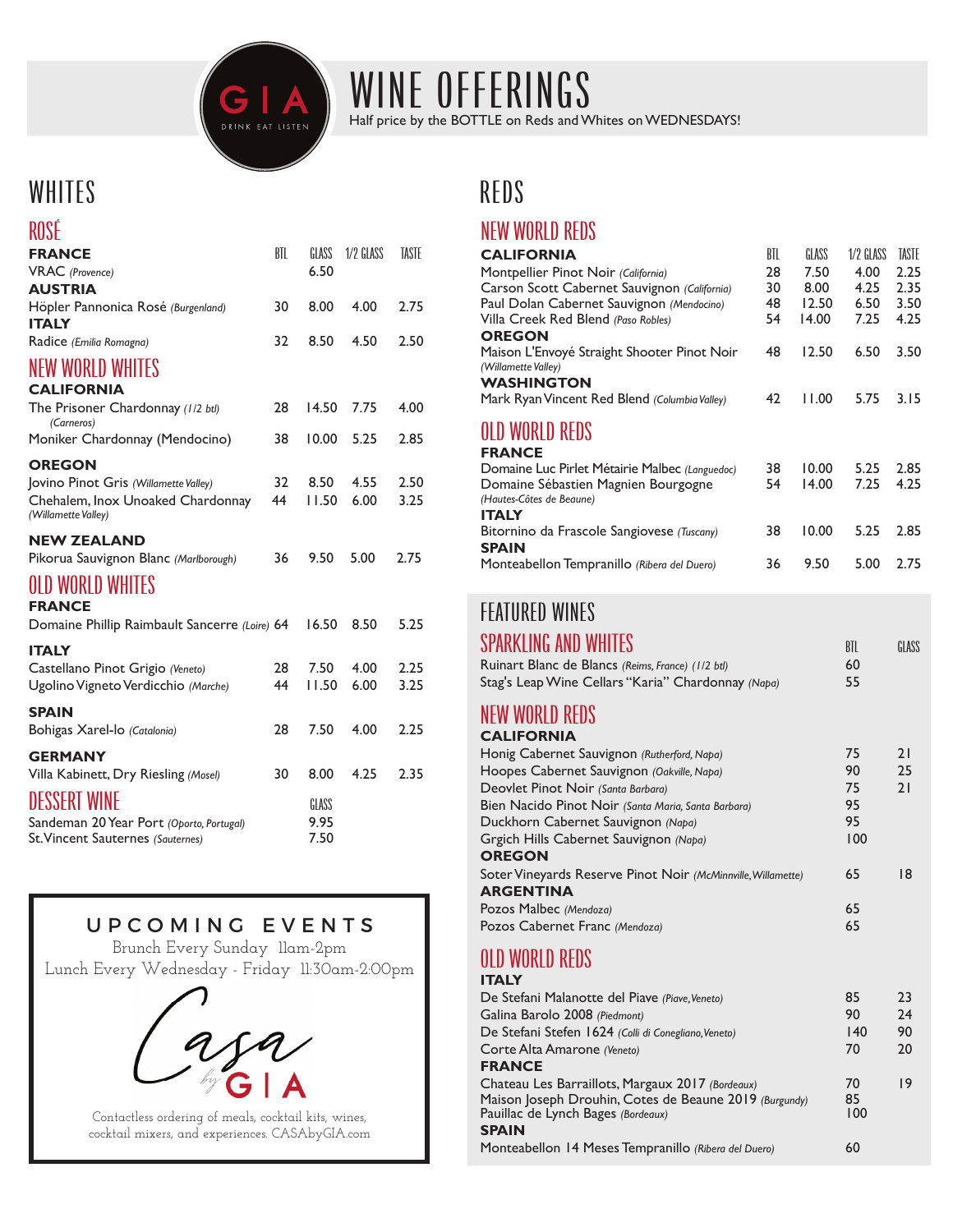# GIA
DRINK EAT LISTEN

# WINE OFFERINGS

Half price by the BOTTLE on Reds and Whites on WEDNESDAYS!

## WHITES

### ROSÉ

| | BTL | GLASS | 1/2 GLASS | TASTE |
|---|---|---|---|---|
| **FRANCE** | | | | |
| VRAC *(Provence)* | | 6.50 | | |
| **AUSTRIA** | | | | |
| Höpler Pannonica Rosé *(Burgenland)* | 30 | 8.00 | 4.00 | 2.75 |
| **ITALY** | | | | |
| Radice *(Emilia Romagna)* | 32 | 8.50 | 4.50 | 2.50 |

### NEW WORLD WHITES

| | BTL | GLASS | 1/2 GLASS | TASTE |
|---|---|---|---|---|
| **CALIFORNIA** | | | | |
| The Prisoner Chardonnay *(1/2 btl) (Carneros)* | 28 | 14.50 | 7.75 | 4.00 |
| Moniker Chardonnay (Mendocino) | 38 | 10.00 | 5.25 | 2.85 |
| **OREGON** | | | | |
| Jovino Pinot Gris *(Willamette Valley)* | 32 | 8.50 | 4.55 | 2.50 |
| Chehalem, Inox Unoaked Chardonnay *(Willamette Valley)* | 44 | 11.50 | 6.00 | 3.25 |
| **NEW ZEALAND** | | | | |
| Pikorua Sauvignon Blanc *(Marlborough)* | 36 | 9.50 | 5.00 | 2.75 |

### OLD WORLD WHITES

| | BTL | GLASS | 1/2 GLASS | TASTE |
|---|---|---|---|---|
| **FRANCE** | | | | |
| Domaine Phillip Raimbault Sancerre *(Loire)* | 64 | 16.50 | 8.50 | 5.25 |
| **ITALY** | | | | |
| Castellano Pinot Grigio *(Veneto)* | 28 | 7.50 | 4.00 | 2.25 |
| Ugolino Vigneto Verdicchio *(Marche)* | 44 | 11.50 | 6.00 | 3.25 |
| **SPAIN** | | | | |
| Bohigas Xarel-lo *(Catalonia)* | 28 | 7.50 | 4.00 | 2.25 |
| **GERMANY** | | | | |
| Villa Kabinett, Dry Riesling *(Mosel)* | 30 | 8.00 | 4.25 | 2.35 |

### DESSERT WINE

| | GLASS |
|---|---|
| Sandeman 20 Year Port *(Oporto, Portugal)* | 9.95 |
| St. Vincent Sauternes *(Sauternes)* | 7.50 |

## REDS

### NEW WORLD REDS

| | BTL | GLASS | 1/2 GLASS | TASTE |
|---|---|---|---|---|
| **CALIFORNIA** | | | | |
| Montpellier Pinot Noir *(California)* | 28 | 7.50 | 4.00 | 2.25 |
| Carson Scott Cabernet Sauvignon *(California)* | 30 | 8.00 | 4.25 | 2.35 |
| Paul Dolan Cabernet Sauvignon *(Mendocino)* | 48 | 12.50 | 6.50 | 3.50 |
| Villa Creek Red Blend *(Paso Robles)* | 54 | 14.00 | 7.25 | 4.25 |
| **OREGON** | | | | |
| Maison L'Envoyé Straight Shooter Pinot Noir *(Willamette Valley)* | 48 | 12.50 | 6.50 | 3.50 |
| **WASHINGTON** | | | | |
| Mark Ryan Vincent Red Blend *(Columbia Valley)* | 42 | 11.00 | 5.75 | 3.15 |

### OLD WORLD REDS

| | BTL | GLASS | 1/2 GLASS | TASTE |
|---|---|---|---|---|
| **FRANCE** | | | | |
| Domaine Luc Pirlet Métairie Malbec *(Languedoc)* | 38 | 10.00 | 5.25 | 2.85 |
| Domaine Sébastien Magnien Bourgogne *(Hautes-Côtes de Beaune)* | 54 | 14.00 | 7.25 | 4.25 |
| **ITALY** | | | | |
| Bitornino da Frascole Sangiovese *(Tuscany)* | 38 | 10.00 | 5.25 | 2.85 |
| **SPAIN** | | | | |
| Monteabellon Tempranillo *(Ribera del Duero)* | 36 | 9.50 | 5.00 | 2.75 |

## FEATURED WINES

### SPARKLING AND WHITES

| | BTL | GLASS |
|---|---|---|
| Ruinart Blanc de Blancs *(Reims, France) (1/2 btl)* | 60 | |
| Stag's Leap Wine Cellars "Karia" Chardonnay *(Napa)* | 55 | |

### NEW WORLD REDS

| | BTL | GLASS |
|---|---|---|
| **CALIFORNIA** | | |
| Honig Cabernet Sauvignon *(Rutherford, Napa)* | 75 | 21 |
| Hoopes Cabernet Sauvignon *(Oakville, Napa)* | 90 | 25 |
| Deovlet Pinot Noir *(Santa Barbara)* | 75 | 21 |
| Bien Nacido Pinot Noir *(Santa Maria, Santa Barbara)* | 95 | |
| Duckhorn Cabernet Sauvignon *(Napa)* | 95 | |
| Grgich Hills Cabernet Sauvignon *(Napa)* | 100 | |
| **OREGON** | | |
| Soter Vineyards Reserve Pinot Noir *(McMinnville, Willamette)* | 65 | 18 |
| **ARGENTINA** | | |
| Pozos Malbec *(Mendoza)* | 65 | |
| Pozos Cabernet Franc *(Mendoza)* | 65 | |

### OLD WORLD REDS

| | BTL | GLASS |
|---|---|---|
| **ITALY** | | |
| De Stefani Malanotte del Piave *(Piave, Veneto)* | 85 | 23 |
| Galina Barolo 2008 *(Piedmont)* | 90 | 24 |
| De Stefani Stefen 1624 *(Colli di Conegliano, Veneto)* | 140 | 90 |
| Corte Alta Amarone *(Veneto)* | 70 | 20 |
| **FRANCE** | | |
| Chateau Les Barraillots, Margaux 2017 *(Bordeaux)* | 70 | 19 |
| Maison Joseph Drouhin, Cotes de Beaune 2019 *(Burgundy)* | 85 | |
| Pauillac de Lynch Bages *(Bordeaux)* | 100 | |
| **SPAIN** | | |
| Monteabellon 14 Meses Tempranillo *(Ribera del Duero)* | 60 | |

## UPCOMING EVENTS

Brunch Every Sunday 11am-2pm

Lunch Every Wednesday - Friday 11:30am-2:00pm

Casa by GIA

Contactless ordering of meals, cocktail kits, wines, cocktail mixers, and experiences. CASAbyGIA.com